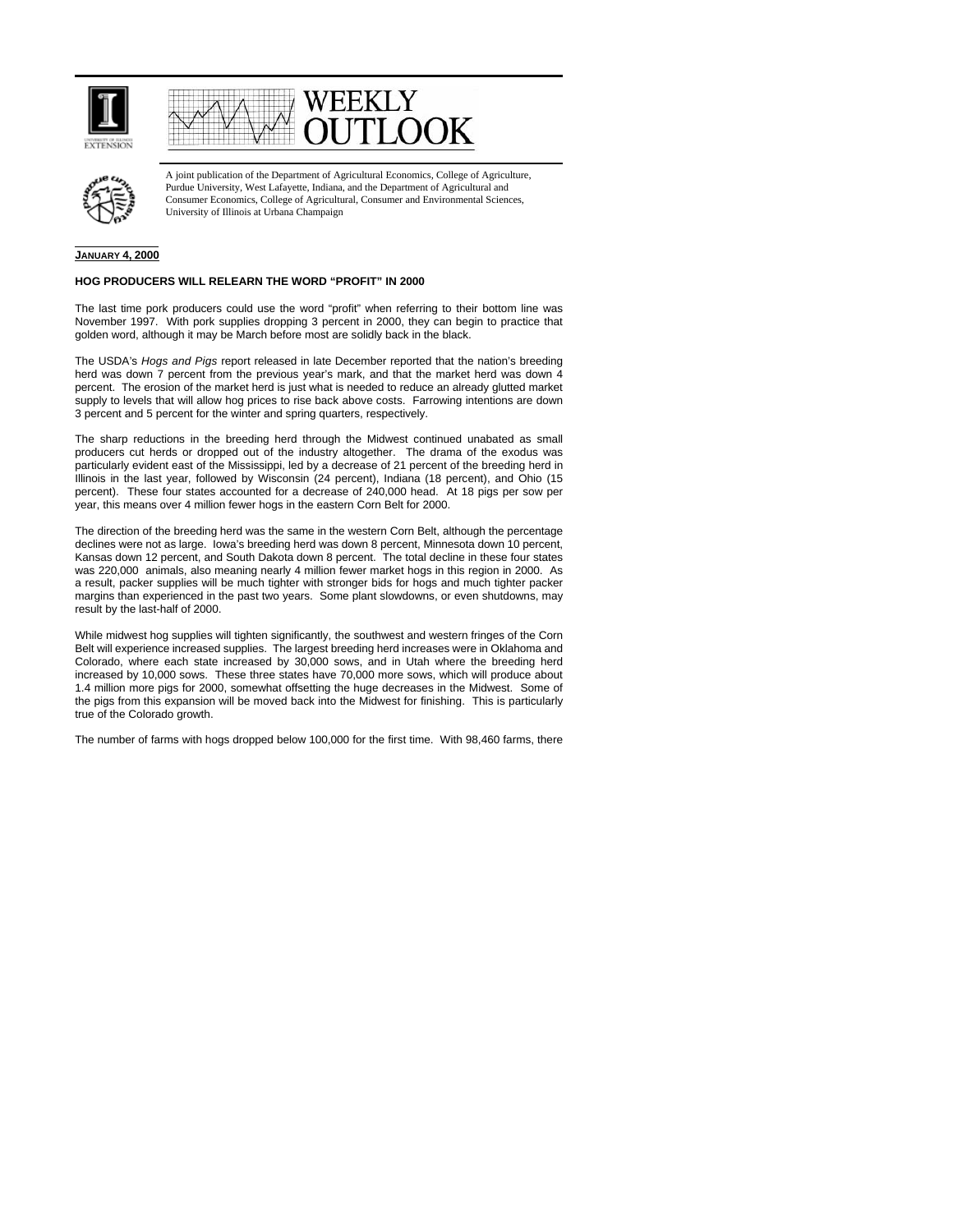# WEEKLY OUTLOOK

A joint publication of the Department of Agricultural Economics, College of Agriculture, Purdue University, West Lafayette, Indiana, and the Department of Agricultural and Consumer Economics, College of Agricultural, Consumer and Environmental Sciences, University of Illinois at Urbana Champaign

**JANUARY 4, 2000**

## HOG PRODUCERS WILL RELEARN THE WORD "PROFIT" IN 2000

The last time pork producers could use the word "profit" when referring to their bottom line was November 1997. With pork supplies dropping 3 percent in 2000, they can begin to practice that golden word, although it may be March before most are solidly back in the black.

The USDA's *Hogs and Pigs* report released in late December reported that the nation's breeding herd was down 7 percent from the previous year's mark, and that the market herd was down 4 percent. The erosion of the market herd is just what is needed to reduce an already glutted market supply to levels that will allow hog prices to rise back above costs. Farrowing intentions are down 3 percent and 5 percent for the winter and spring quarters, respectively.

The sharp reductions in the breeding herd through the Midwest continued unabated as small producers cut herds or dropped out of the industry altogether. The drama of the exodus was particularly evident east of the Mississippi, led by a decrease of 21 percent of the breeding herd in Illinois in the last year, followed by Wisconsin (24 percent), Indiana (18 percent), and Ohio (15 percent). These four states accounted for a decrease of 240,000 head. At 18 pigs per sow per year, this means over 4 million fewer hogs in the eastern Corn Belt for 2000.

The direction of the breeding herd was the same in the western Corn Belt, although the percentage declines were not as large. Iowa's breeding herd was down 8 percent, Minnesota down 10 percent, Kansas down 12 percent, and South Dakota down 8 percent. The total decline in these four states was 220,000 animals, also meaning nearly 4 million fewer market hogs in this region in 2000. As a result, packer supplies will be much tighter with stronger bids for hogs and much tighter packer margins than experienced in the past two years. Some plant slowdowns, or even shutdowns, may result by the last-half of 2000.

While midwest hog supplies will tighten significantly, the southwest and western fringes of the Corn Belt will experience increased supplies. The largest breeding herd increases were in Oklahoma and Colorado, where each state increased by 30,000 sows, and in Utah where the breeding herd increased by 10,000 sows. These three states have 70,000 more sows, which will produce about 1.4 million more pigs for 2000, somewhat offsetting the huge decreases in the Midwest. Some of the pigs from this expansion will be moved back into the Midwest for finishing. This is particularly true of the Colorado growth.

The number of farms with hogs dropped below 100,000 for the first time. With 98,460 farms, there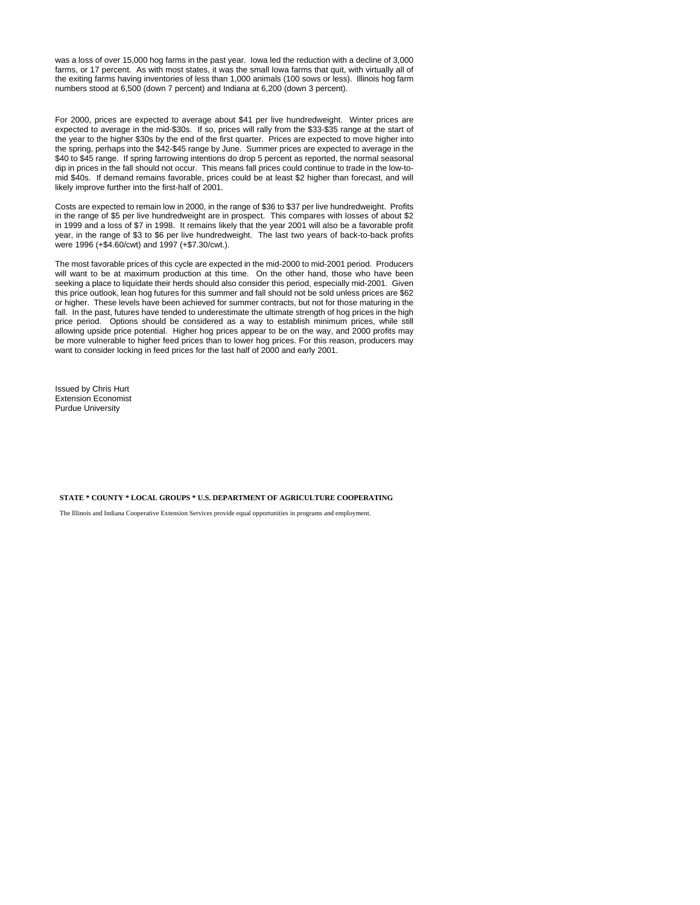was a loss of over 15,000 hog farms in the past year. Iowa led the reduction with a decline of 3,000 farms, or 17 percent. As with most states, it was the small Iowa farms that quit, with virtually all of the exiting farms having inventories of less than 1,000 animals (100 sows or less). Illinois hog farm numbers stood at 6,500 (down 7 percent) and Indiana at 6,200 (down 3 percent).

For 2000, prices are expected to average about $41 per live hundredweight. Winter prices are expected to average in the mid-$30s. If so, prices will rally from the $33-$35 range at the start of the year to the higher $30s by the end of the first quarter. Prices are expected to move higher into the spring, perhaps into the $42-$45 range by June. Summer prices are expected to average in the $40 to $45 range. If spring farrowing intentions do drop 5 percent as reported, the normal seasonal dip in prices in the fall should not occur. This means fall prices could continue to trade in the low-to-mid $40s. If demand remains favorable, prices could be at least $2 higher than forecast, and will likely improve further into the first-half of 2001.

Costs are expected to remain low in 2000, in the range of $36 to $37 per live hundredweight. Profits in the range of $5 per live hundredweight are in prospect. This compares with losses of about $2 in 1999 and a loss of $7 in 1998. It remains likely that the year 2001 will also be a favorable profit year, in the range of $3 to $6 per live hundredweight. The last two years of back-to-back profits were 1996 (+$4.60/cwt) and 1997 (+$7.30/cwt.).

The most favorable prices of this cycle are expected in the mid-2000 to mid-2001 period. Producers will want to be at maximum production at this time. On the other hand, those who have been seeking a place to liquidate their herds should also consider this period, especially mid-2001. Given this price outlook, lean hog futures for this summer and fall should not be sold unless prices are $62 or higher. These levels have been achieved for summer contracts, but not for those maturing in the fall. In the past, futures have tended to underestimate the ultimate strength of hog prices in the high price period. Options should be considered as a way to establish minimum prices, while still allowing upside price potential. Higher hog prices appear to be on the way, and 2000 profits may be more vulnerable to higher feed prices than to lower hog prices. For this reason, producers may want to consider locking in feed prices for the last half of 2000 and early 2001.

Issued by Chris Hurt
Extension Economist
Purdue University

**STATE * COUNTY * LOCAL GROUPS * U.S. DEPARTMENT OF AGRICULTURE COOPERATING**

The Illinois and Indiana Cooperative Extension Services provide equal opportunities in programs and employment.